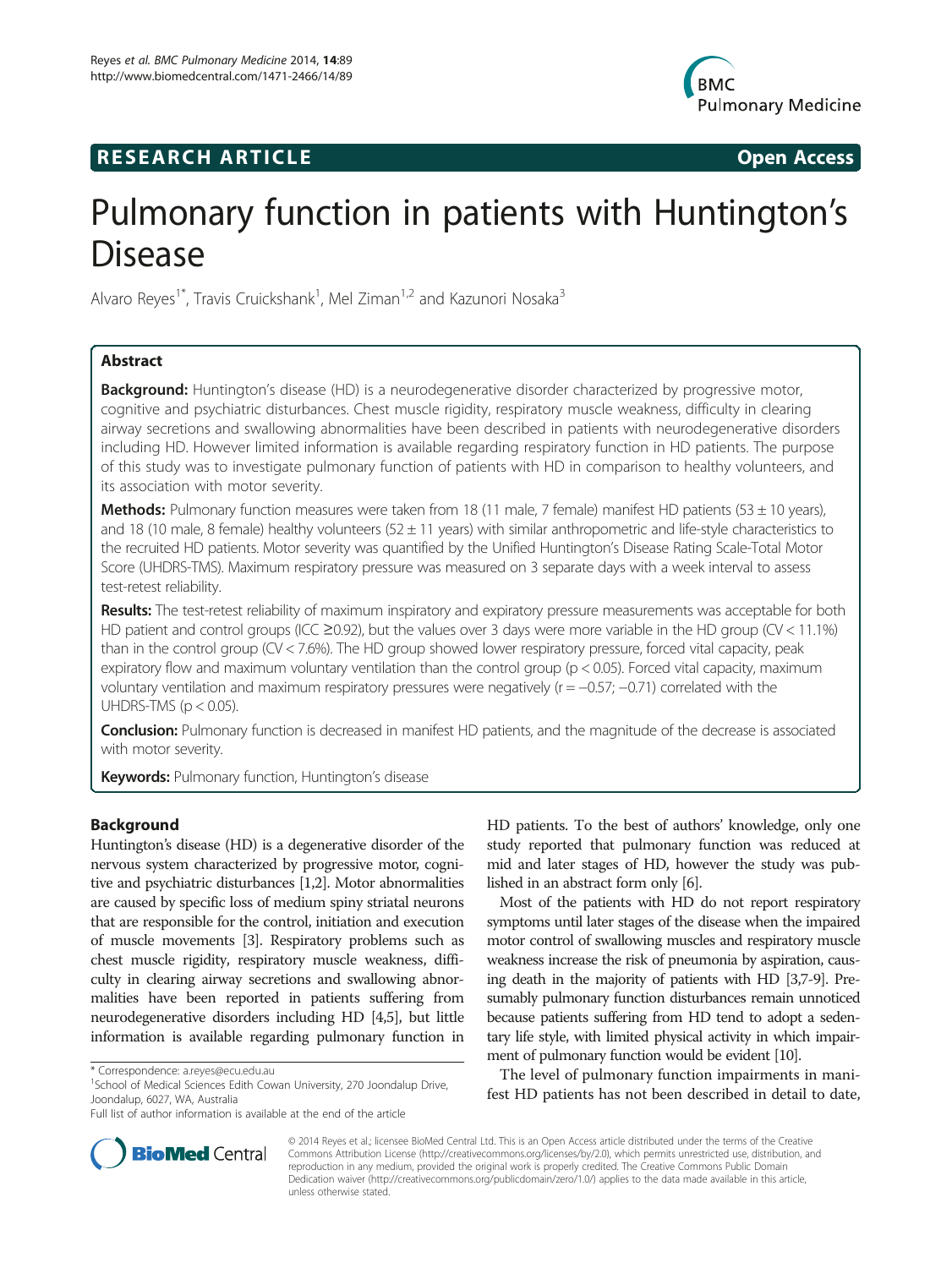RESEARCH ARTICLE Open Access

# Pulmonary function in patients with Huntington's Disease

Alvaro Reyes[1*], Travis Cruickshank[1], Mel Ziman[1,2] and Kazunori Nosaka[3]

## Abstract

**Background:** Huntington's disease (HD) is a neurodegenerative disorder characterized by progressive motor, cognitive and psychiatric disturbances. Chest muscle rigidity, respiratory muscle weakness, difficulty in clearing airway secretions and swallowing abnormalities have been described in patients with neurodegenerative disorders including HD. However limited information is available regarding respiratory function in HD patients. The purpose of this study was to investigate pulmonary function of patients with HD in comparison to healthy volunteers, and its association with motor severity.

**Methods:** Pulmonary function measures were taken from 18 (11 male, 7 female) manifest HD patients (53 ± 10 years), and 18 (10 male, 8 female) healthy volunteers (52 ± 11 years) with similar anthropometric and life-style characteristics to the recruited HD patients. Motor severity was quantified by the Unified Huntington's Disease Rating Scale-Total Motor Score (UHDRS-TMS). Maximum respiratory pressure was measured on 3 separate days with a week interval to assess test-retest reliability.

**Results:** The test-retest reliability of maximum inspiratory and expiratory pressure measurements was acceptable for both HD patient and control groups (ICC ≥0.92), but the values over 3 days were more variable in the HD group (CV < 11.1%) than in the control group (CV < 7.6%). The HD group showed lower respiratory pressure, forced vital capacity, peak expiratory flow and maximum voluntary ventilation than the control group ($p < 0.05$). Forced vital capacity, maximum voluntary ventilation and maximum respiratory pressures were negatively ($r = -0.57$; $-0.71$) correlated with the UHDRS-TMS ($p < 0.05$).

**Conclusion:** Pulmonary function is decreased in manifest HD patients, and the magnitude of the decrease is associated with motor severity.

**Keywords:** Pulmonary function, Huntington's disease

## Background

Huntington's disease (HD) is a degenerative disorder of the nervous system characterized by progressive motor, cognitive and psychiatric disturbances [1,2]. Motor abnormalities are caused by specific loss of medium spiny striatal neurons that are responsible for the control, initiation and execution of muscle movements [3]. Respiratory problems such as chest muscle rigidity, respiratory muscle weakness, difficulty in clearing airway secretions and swallowing abnormalities have been reported in patients suffering from neurodegenerative disorders including HD [4,5], but little information is available regarding pulmonary function in HD patients. To the best of authors' knowledge, only one study reported that pulmonary function was reduced at mid and later stages of HD, however the study was published in an abstract form only [6].

Most of the patients with HD do not report respiratory symptoms until later stages of the disease when the impaired motor control of swallowing muscles and respiratory muscle weakness increase the risk of pneumonia by aspiration, causing death in the majority of patients with HD [3,7-9]. Presumably pulmonary function disturbances remain unnoticed because patients suffering from HD tend to adopt a sedentary life style, with limited physical activity in which impairment of pulmonary function would be evident [10].

The level of pulmonary function impairments in manifest HD patients has not been described in detail to date,

* Correspondence: a.reyes@ecu.edu.au
[1]School of Medical Sciences Edith Cowan University, 270 Joondalup Drive, Joondalup, 6027, WA, Australia
Full list of author information is available at the end of the article

© 2014 Reyes et al.; licensee BioMed Central Ltd. This is an Open Access article distributed under the terms of the Creative Commons Attribution License (http://creativecommons.org/licenses/by/2.0), which permits unrestricted use, distribution, and reproduction in any medium, provided the original work is properly credited. The Creative Commons Public Domain Dedication waiver (http://creativecommons.org/publicdomain/zero/1.0/) applies to the data made available in this article, unless otherwise stated.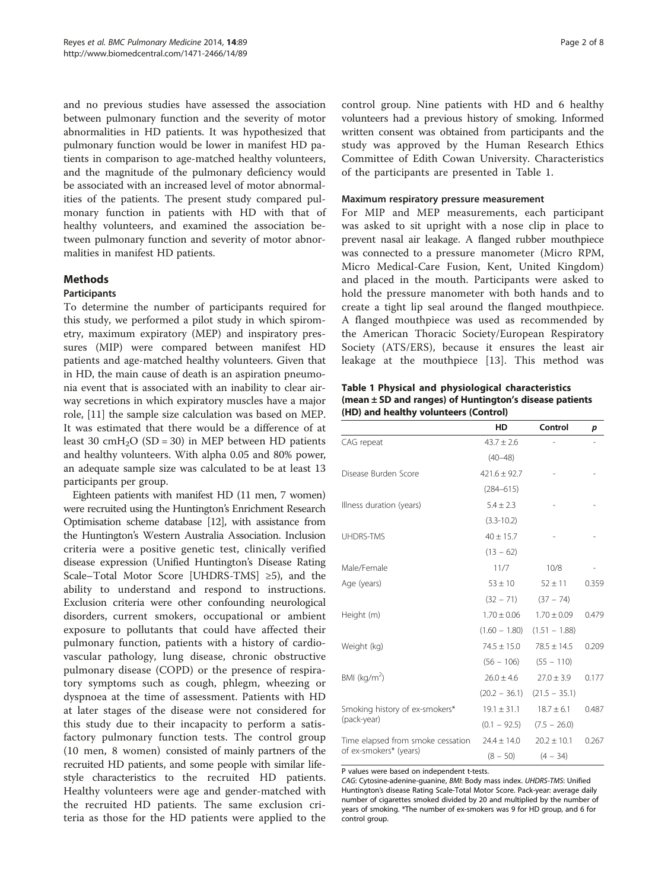and no previous studies have assessed the association between pulmonary function and the severity of motor abnormalities in HD patients. It was hypothesized that pulmonary function would be lower in manifest HD patients in comparison to age-matched healthy volunteers, and the magnitude of the pulmonary deficiency would be associated with an increased level of motor abnormalities of the patients. The present study compared pulmonary function in patients with HD with that of healthy volunteers, and examined the association between pulmonary function and severity of motor abnormalities in manifest HD patients.

## Methods

### Participants

To determine the number of participants required for this study, we performed a pilot study in which spirometry, maximum expiratory (MEP) and inspiratory pressures (MIP) were compared between manifest HD patients and age-matched healthy volunteers. Given that in HD, the main cause of death is an aspiration pneumonia event that is associated with an inability to clear airway secretions in which expiratory muscles have a major role, [11] the sample size calculation was based on MEP. It was estimated that there would be a difference of at least 30 $cmH_2O$ (SD = 30) in MEP between HD patients and healthy volunteers. With alpha 0.05 and 80% power, an adequate sample size was calculated to be at least 13 participants per group.

Eighteen patients with manifest HD (11 men, 7 women) were recruited using the Huntington's Enrichment Research Optimisation scheme database [12], with assistance from the Huntington's Western Australia Association. Inclusion criteria were a positive genetic test, clinically verified disease expression (Unified Huntington's Disease Rating Scale–Total Motor Score [UHDRS-TMS] ≥5), and the ability to understand and respond to instructions. Exclusion criteria were other confounding neurological disorders, current smokers, occupational or ambient exposure to pollutants that could have affected their pulmonary function, patients with a history of cardiovascular pathology, lung disease, chronic obstructive pulmonary disease (COPD) or the presence of respiratory symptoms such as cough, phlegm, wheezing or dyspnoea at the time of assessment. Patients with HD at later stages of the disease were not considered for this study due to their incapacity to perform a satisfactory pulmonary function tests. The control group (10 men, 8 women) consisted of mainly partners of the recruited HD patients, and some people with similar lifestyle characteristics to the recruited HD patients. Healthy volunteers were age and gender-matched with the recruited HD patients. The same exclusion criteria as those for the HD patients were applied to the control group. Nine patients with HD and 6 healthy volunteers had a previous history of smoking. Informed written consent was obtained from participants and the study was approved by the Human Research Ethics Committee of Edith Cowan University. Characteristics of the participants are presented in Table 1.

### Maximum respiratory pressure measurement

For MIP and MEP measurements, each participant was asked to sit upright with a nose clip in place to prevent nasal air leakage. A flanged rubber mouthpiece was connected to a pressure manometer (Micro RPM, Micro Medical-Care Fusion, Kent, United Kingdom) and placed in the mouth. Participants were asked to hold the pressure manometer with both hands and to create a tight lip seal around the flanged mouthpiece. A flanged mouthpiece was used as recommended by the American Thoracic Society/European Respiratory Society (ATS/ERS), because it ensures the least air leakage at the mouthpiece [13]. This method was

**Table 1 Physical and physiological characteristics (mean ± SD and ranges) of Huntington's disease patients (HD) and healthy volunteers (Control)**

| | HD | Control | *p* |
|---|---|---|---|
| CAG repeat | 43.7 ± 2.6 | - | - |
| | (40–48) | | |
| Disease Burden Score | 421.6 ± 92.7 | - | - |
| | (284–615) | | |
| Illness duration (years) | 5.4 ± 2.3 | - | - |
| | (3.3-10.2) | | |
| UHDRS-TMS | 40 ± 15.7 | - | - |
| | (13 – 62) | | |
| Male/Female | 11/7 | 10/8 | - |
| Age (years) | 53 ± 10 | 52 ± 11 | 0.359 |
| | (32 – 71) | (37 – 74) | |
| Height (m) | 1.70 ± 0.06 | 1.70 ± 0.09 | 0.479 |
| | (1.60 – 1.80) | (1.51 – 1.88) | |
| Weight (kg) | 74.5 ± 15.0 | 78.5 ± 14.5 | 0.209 |
| | (56 – 106) | (55 – 110) | |
| BMI ($kg/m^2$) | 26.0 ± 4.6 | 27.0 ± 3.9 | 0.177 |
| | (20.2 – 36.1) | (21.5 – 35.1) | |
| Smoking history of ex-smokers* (pack-year) | 19.1 ± 31.1 | 18.7 ± 6.1 | 0.487 |
| | (0.1 – 92.5) | (7.5 – 26.0) | |
| Time elapsed from smoke cessation of ex-smokers* (years) | 24.4 ± 14.0 | 20.2 ± 10.1 | 0.267 |
| | (8 – 50) | (4 – 34) | |

P values were based on independent t-tests.
*CAG*: Cytosine-adenine-guanine, *BMI*: Body mass index. *UHDRS-TMS*: Unified Huntington's disease Rating Scale-Total Motor Score. Pack-year: average daily number of cigarettes smoked divided by 20 and multiplied by the number of years of smoking. *The number of ex-smokers was 9 for HD group, and 6 for control group.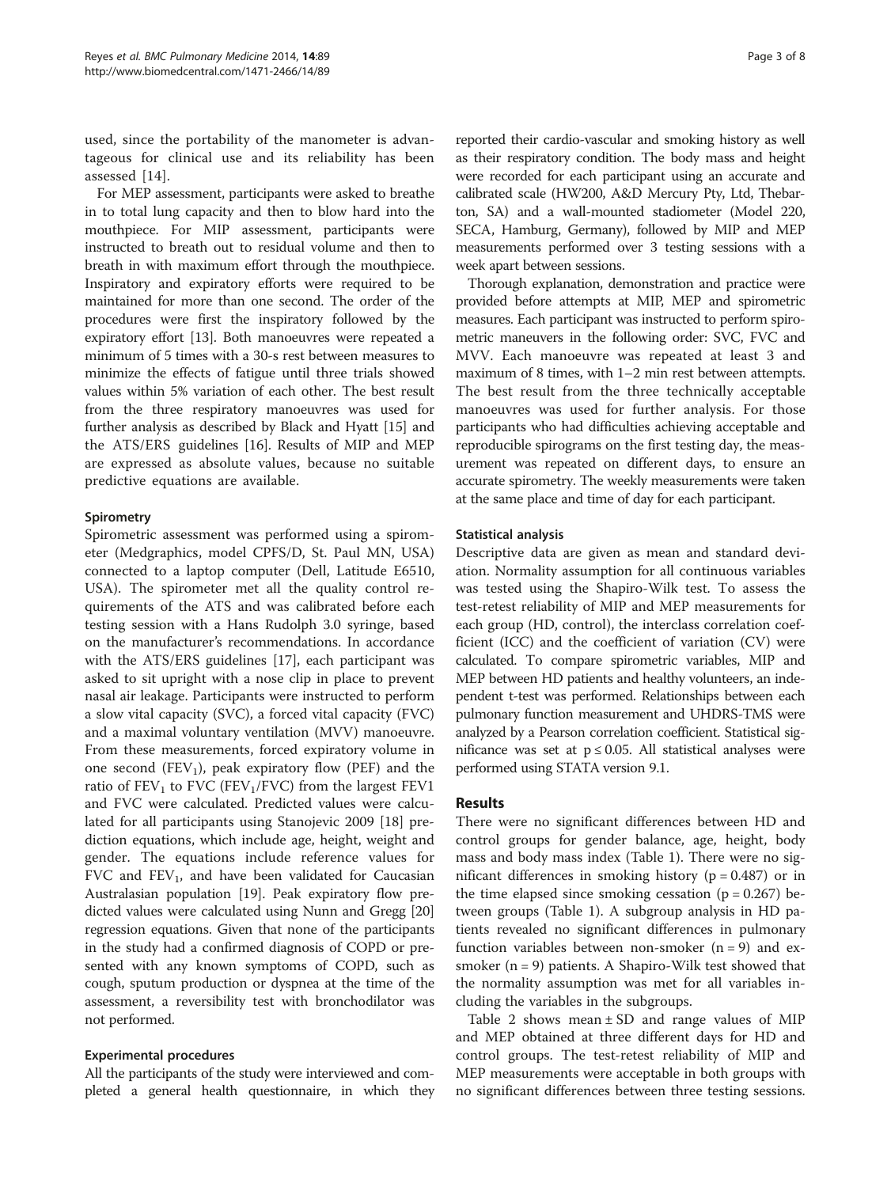used, since the portability of the manometer is advantageous for clinical use and its reliability has been assessed [14].

For MEP assessment, participants were asked to breathe in to total lung capacity and then to blow hard into the mouthpiece. For MIP assessment, participants were instructed to breath out to residual volume and then to breath in with maximum effort through the mouthpiece. Inspiratory and expiratory efforts were required to be maintained for more than one second. The order of the procedures were first the inspiratory followed by the expiratory effort [13]. Both manoeuvres were repeated a minimum of 5 times with a 30-s rest between measures to minimize the effects of fatigue until three trials showed values within 5% variation of each other. The best result from the three respiratory manoeuvres was used for further analysis as described by Black and Hyatt [15] and the ATS/ERS guidelines [16]. Results of MIP and MEP are expressed as absolute values, because no suitable predictive equations are available.

#### Spirometry

Spirometric assessment was performed using a spirometer (Medgraphics, model CPFS/D, St. Paul MN, USA) connected to a laptop computer (Dell, Latitude E6510, USA). The spirometer met all the quality control requirements of the ATS and was calibrated before each testing session with a Hans Rudolph 3.0 syringe, based on the manufacturer's recommendations. In accordance with the ATS/ERS guidelines [17], each participant was asked to sit upright with a nose clip in place to prevent nasal air leakage. Participants were instructed to perform a slow vital capacity (SVC), a forced vital capacity (FVC) and a maximal voluntary ventilation (MVV) manoeuvre. From these measurements, forced expiratory volume in one second ($FEV_1$), peak expiratory flow (PEF) and the ratio of $FEV_1$ to FVC ($FEV_1$/FVC) from the largest FEV1 and FVC were calculated. Predicted values were calculated for all participants using Stanojevic 2009 [18] prediction equations, which include age, height, weight and gender. The equations include reference values for FVC and $FEV_1$, and have been validated for Caucasian Australasian population [19]. Peak expiratory flow predicted values were calculated using Nunn and Gregg [20] regression equations. Given that none of the participants in the study had a confirmed diagnosis of COPD or presented with any known symptoms of COPD, such as cough, sputum production or dyspnea at the time of the assessment, a reversibility test with bronchodilator was not performed.

#### Experimental procedures

All the participants of the study were interviewed and completed a general health questionnaire, in which they reported their cardio-vascular and smoking history as well as their respiratory condition. The body mass and height were recorded for each participant using an accurate and calibrated scale (HW200, A&D Mercury Pty, Ltd, Thebarton, SA) and a wall-mounted stadiometer (Model 220, SECA, Hamburg, Germany), followed by MIP and MEP measurements performed over 3 testing sessions with a week apart between sessions.

Thorough explanation, demonstration and practice were provided before attempts at MIP, MEP and spirometric measures. Each participant was instructed to perform spirometric maneuvers in the following order: SVC, FVC and MVV. Each manoeuvre was repeated at least 3 and maximum of 8 times, with 1–2 min rest between attempts. The best result from the three technically acceptable manoeuvres was used for further analysis. For those participants who had difficulties achieving acceptable and reproducible spirograms on the first testing day, the measurement was repeated on different days, to ensure an accurate spirometry. The weekly measurements were taken at the same place and time of day for each participant.

#### Statistical analysis

Descriptive data are given as mean and standard deviation. Normality assumption for all continuous variables was tested using the Shapiro-Wilk test. To assess the test-retest reliability of MIP and MEP measurements for each group (HD, control), the interclass correlation coefficient (ICC) and the coefficient of variation (CV) were calculated. To compare spirometric variables, MIP and MEP between HD patients and healthy volunteers, an independent t-test was performed. Relationships between each pulmonary function measurement and UHDRS-TMS were analyzed by a Pearson correlation coefficient. Statistical significance was set at $p \leq 0.05$. All statistical analyses were performed using STATA version 9.1.

## Results

There were no significant differences between HD and control groups for gender balance, age, height, body mass and body mass index (Table 1). There were no significant differences in smoking history ($p = 0.487$) or in the time elapsed since smoking cessation ($p = 0.267$) between groups (Table 1). A subgroup analysis in HD patients revealed no significant differences in pulmonary function variables between non-smoker ($n = 9$) and ex-smoker ($n = 9$) patients. A Shapiro-Wilk test showed that the normality assumption was met for all variables including the variables in the subgroups.

Table 2 shows mean ± SD and range values of MIP and MEP obtained at three different days for HD and control groups. The test-retest reliability of MIP and MEP measurements were acceptable in both groups with no significant differences between three testing sessions.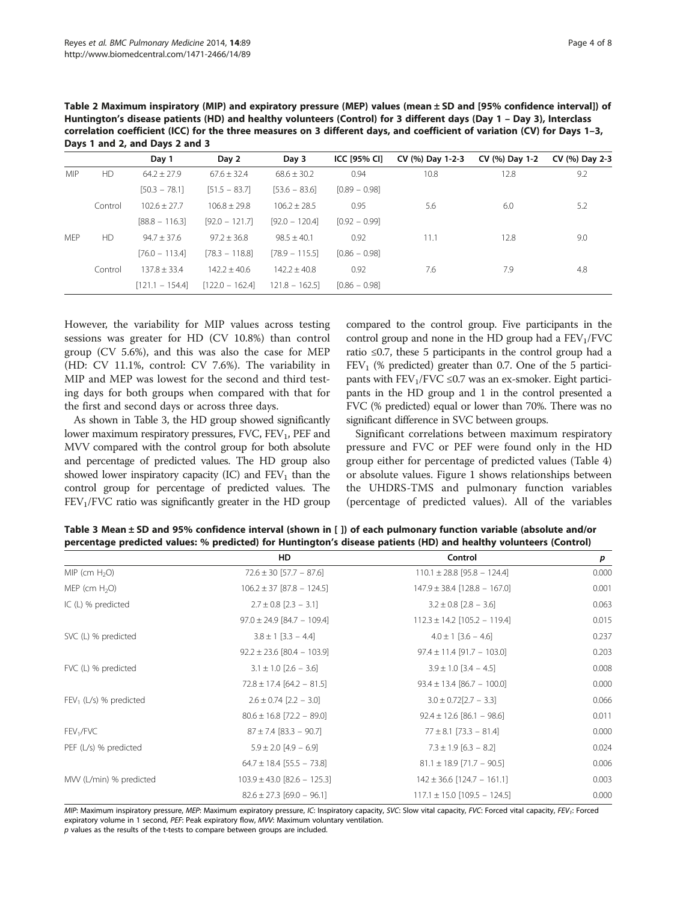**Table 2 Maximum inspiratory (MIP) and expiratory pressure (MEP) values (mean ± SD and [95% confidence interval]) of Huntington's disease patients (HD) and healthy volunteers (Control) for 3 different days (Day 1 – Day 3), Interclass correlation coefficient (ICC) for the three measures on 3 different days, and coefficient of variation (CV) for Days 1–3, Days 1 and 2, and Days 2 and 3**

| | | Day 1 | Day 2 | Day 3 | ICC [95% CI] | CV (%) Day 1-2-3 | CV (%) Day 1-2 | CV (%) Day 2-3 |
|---|---|---|---|---|---|---|---|---|
| MIP | HD | 64.2 ± 27.9 | 67.6 ± 32.4 | 68.6 ± 30.2 | 0.94 | 10.8 | 12.8 | 9.2 |
| | | [50.3 – 78.1] | [51.5 – 83.7] | [53.6 – 83.6] | [0.89 – 0.98] | | | |
| | Control | 102.6 ± 27.7 | 106.8 ± 29.8 | 106.2 ± 28.5 | 0.95 | 5.6 | 6.0 | 5.2 |
| | | [88.8 – 116.3] | [92.0 – 121.7] | [92.0 – 120.4] | [0.92 – 0.99] | | | |
| MEP | HD | 94.7 ± 37.6 | 97.2 ± 36.8 | 98.5 ± 40.1 | 0.92 | 11.1 | 12.8 | 9.0 |
| | | [76.0 – 113.4] | [78.3 – 118.8] | [78.9 – 115.5] | [0.86 – 0.98] | | | |
| | Control | 137.8 ± 33.4 | 142.2 ± 40.6 | 142.2 ± 40.8 | 0.92 | 7.6 | 7.9 | 4.8 |
| | | [121.1 – 154.4] | [122.0 – 162.4] | 121.8 – 162.5] | [0.86 – 0.98] | | | |

However, the variability for MIP values across testing sessions was greater for HD (CV 10.8%) than control group (CV 5.6%), and this was also the case for MEP (HD: CV 11.1%, control: CV 7.6%). The variability in MIP and MEP was lowest for the second and third testing days for both groups when compared with that for the first and second days or across three days.

As shown in Table 3, the HD group showed significantly lower maximum respiratory pressures, FVC, $FEV_1$, PEF and MVV compared with the control group for both absolute and percentage of predicted values. The HD group also showed lower inspiratory capacity (IC) and $FEV_1$ than the control group for percentage of predicted values. The $FEV_1$/FVC ratio was significantly greater in the HD group compared to the control group. Five participants in the control group and none in the HD group had a $FEV_1$/FVC ratio ≤0.7, these 5 participants in the control group had a $FEV_1$ (% predicted) greater than 0.7. One of the 5 participants with $FEV_1$/FVC ≤0.7 was an ex-smoker. Eight participants in the HD group and 1 in the control presented a FVC (% predicted) equal or lower than 70%. There was no significant difference in SVC between groups.

Significant correlations between maximum respiratory pressure and FVC or PEF were found only in the HD group either for percentage of predicted values (Table 4) or absolute values. Figure 1 shows relationships between the UHDRS-TMS and pulmonary function variables (percentage of predicted values). All of the variables

**Table 3 Mean ± SD and 95% confidence interval (shown in [ ]) of each pulmonary function variable (absolute and/or percentage predicted values: % predicted) for Huntington's disease patients (HD) and healthy volunteers (Control)**

| | HD | Control | *p* |
|---|---|---|---|
| MIP (cm $H_2O$) | 72.6 ± 30 [57.7 – 87.6] | 110.1 ± 28.8 [95.8 – 124.4] | 0.000 |
| MEP (cm $H_2O$) | 106.2 ± 37 [87.8 – 124.5] | 147.9 ± 38.4 [128.8 – 167.0] | 0.001 |
| IC (L) % predicted | 2.7 ± 0.8 [2.3 – 3.1] | 3.2 ± 0.8 [2.8 – 3.6] | 0.063 |
| | 97.0 ± 24.9 [84.7 – 109.4] | 112.3 ± 14.2 [105.2 – 119.4] | 0.015 |
| SVC (L) % predicted | 3.8 ± 1 [3.3 – 4.4] | 4.0 ± 1 [3.6 – 4.6] | 0.237 |
| | 92.2 ± 23.6 [80.4 – 103.9] | 97.4 ± 11.4 [91.7 – 103.0] | 0.203 |
| FVC (L) % predicted | 3.1 ± 1.0 [2.6 – 3.6] | 3.9 ± 1.0 [3.4 – 4.5] | 0.008 |
| | 72.8 ± 17.4 [64.2 – 81.5] | 93.4 ± 13.4 [86.7 – 100.0] | 0.000 |
| $FEV_1$ (L/s) % predicted | 2.6 ± 0.74 [2.2 – 3.0] | 3.0 ± 0.72[2.7 – 3.3] | 0.066 |
| | 80.6 ± 16.8 [72.2 – 89.0] | 92.4 ± 12.6 [86.1 – 98.6] | 0.011 |
| $FEV_1$/FVC | 87 ± 7.4 [83.3 – 90.7] | 77 ± 8.1 [73.3 – 81.4] | 0.000 |
| PEF (L/s) % predicted | 5.9 ± 2.0 [4.9 – 6.9] | 7.3 ± 1.9 [6.3 – 8.2] | 0.024 |
| | 64.7 ± 18.4 [55.5 – 73.8] | 81.1 ± 18.9 [71.7 – 90.5] | 0.006 |
| MVV (L/min) % predicted | 103.9 ± 43.0 [82.6 – 125.3] | 142 ± 36.6 [124.7 – 161.1] | 0.003 |
| | 82.6 ± 27.3 [69.0 – 96.1] | 117.1 ± 15.0 [109.5 – 124.5] | 0.000 |

*MIP*: Maximum inspiratory pressure, *MEP*: Maximum expiratory pressure, *IC*: Inspiratory capacity, *SVC*: Slow vital capacity, *FVC*: Forced vital capacity, *$FEV_1$*: Forced expiratory volume in 1 second, *PEF*: Peak expiratory flow, *MVV*: Maximum voluntary ventilation.
*p* values as the results of the t-tests to compare between groups are included.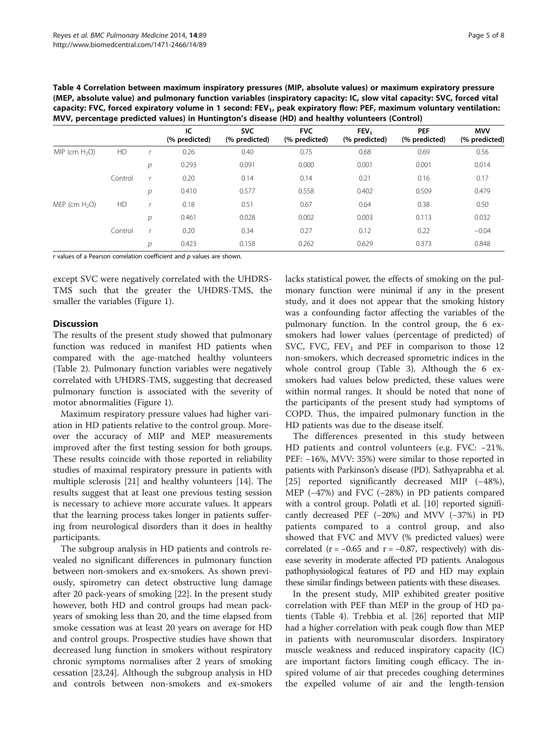**Table 4 Correlation between maximum inspiratory pressures (MIP, absolute values) or maximum expiratory pressure (MEP, absolute value) and pulmonary function variables (inspiratory capacity: IC, slow vital capacity: SVC, forced vital capacity: FVC, forced expiratory volume in 1 second: $FEV_1$, peak expiratory flow: PEF, maximum voluntary ventilation: MVV, percentage predicted values) in Huntington's disease (HD) and healthy volunteers (Control)**

| | | | IC (% predicted) | SVC (% predicted) | FVC (% predicted) | $FEV_1$ (% predicted) | PEF (% predicted) | MVV (% predicted) |
|---|---|---|---|---|---|---|---|---|
| MIP (cm $H_2O$) | HD | *r* | 0.26 | 0.40 | 0.75 | 0.68 | 0.69 | 0.56 |
| | | *p* | 0.293 | 0.091 | 0.000 | 0.001 | 0.001 | 0.014 |
| | Control | *r* | 0.20 | 0.14 | 0.14 | 0.21 | 0.16 | 0.17 |
| | | *p* | 0.410 | 0.577 | 0.558 | 0.402 | 0.509 | 0.479 |
| MEP (cm $H_2O$) | HD | *r* | 0.18 | 0.51 | 0.67 | 0.64 | 0.38 | 0.50 |
| | | *p* | 0.461 | 0.028 | 0.002 | 0.003 | 0.113 | 0.032 |
| | Control | *r* | 0.20 | 0.34 | 0.27 | 0.12 | 0.22 | −0.04 |
| | | *p* | 0.423 | 0.158 | 0.262 | 0.629 | 0.373 | 0.848 |

*r* values of a Pearson correlation coefficient and *p* values are shown.

except SVC were negatively correlated with the UHDRS-TMS such that the greater the UHDRS-TMS, the smaller the variables (Figure 1).

## Discussion

The results of the present study showed that pulmonary function was reduced in manifest HD patients when compared with the age-matched healthy volunteers (Table 2). Pulmonary function variables were negatively correlated with UHDRS-TMS, suggesting that decreased pulmonary function is associated with the severity of motor abnormalities (Figure 1).

Maximum respiratory pressure values had higher variation in HD patients relative to the control group. Moreover the accuracy of MIP and MEP measurements improved after the first testing session for both groups. These results coincide with those reported in reliability studies of maximal respiratory pressure in patients with multiple sclerosis [21] and healthy volunteers [14]. The results suggest that at least one previous testing session is necessary to achieve more accurate values. It appears that the learning process takes longer in patients suffering from neurological disorders than it does in healthy participants.

The subgroup analysis in HD patients and controls revealed no significant differences in pulmonary function between non-smokers and ex-smokers. As shown previously, spirometry can detect obstructive lung damage after 20 pack-years of smoking [22]. In the present study however, both HD and control groups had mean pack-years of smoking less than 20, and the time elapsed from smoke cessation was at least 20 years on average for HD and control groups. Prospective studies have shown that decreased lung function in smokers without respiratory chronic symptoms normalises after 2 years of smoking cessation [23,24]. Although the subgroup analysis in HD and controls between non-smokers and ex-smokers lacks statistical power, the effects of smoking on the pulmonary function were minimal if any in the present study, and it does not appear that the smoking history was a confounding factor affecting the variables of the pulmonary function. In the control group, the 6 ex-smokers had lower values (percentage of predicted) of SVC, FVC, $FEV_1$ and PEF in comparison to those 12 non-smokers, which decreased spometric indices in the whole control group (Table 3). Although the 6 ex-smokers had values below predicted, these values were within normal ranges. It should be noted that none of the participants of the present study had symptoms of COPD. Thus, the impaired pulmonary function in the HD patients was due to the disease itself.

The differences presented in this study between HD patients and control volunteers (e.g. FVC: −21%. PEF: −16%, MVV: 35%) were similar to those reported in patients with Parkinson's disease (PD). Sathyaprabha et al. [25] reported significantly decreased MIP (−48%), MEP (−47%) and FVC (−28%) in PD patients compared with a control group. Polatli et al. [10] reported significantly decreased PEF (−20%) and MVV (−37%) in PD patients compared to a control group, and also showed that FVC and MVV (% predicted values) were correlated ($r = -0.65$ and $r = -0.87$, respectively) with disease severity in moderate affected PD patients. Analogous pathophysiological features of PD and HD may explain these similar findings between patients with these diseases.

In the present study, MIP exhibited greater positive correlation with PEF than MEP in the group of HD patients (Table 4). Trebbia et al. [26] reported that MIP had a higher correlation with peak cough flow than MEP in patients with neuromuscular disorders. Inspiratory muscle weakness and reduced inspiratory capacity (IC) are important factors limiting cough efficacy. The inspired volume of air that precedes coughing determines the expelled volume of air and the length-tension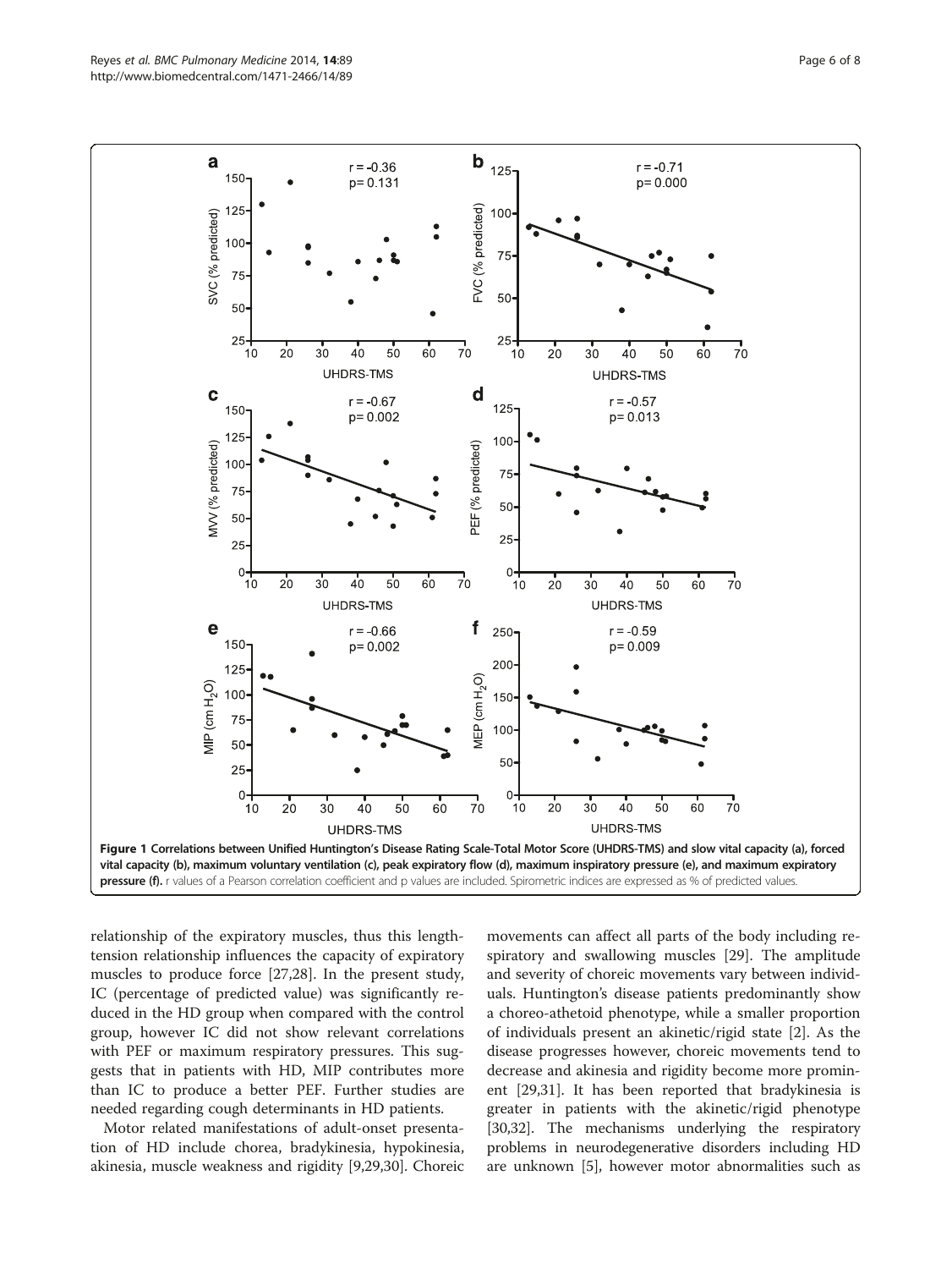**Figure 1 Correlations between Unified Huntington's Disease Rating Scale-Total Motor Score (UHDRS-TMS) and slow vital capacity (a), forced vital capacity (b), maximum voluntary ventilation (c), peak expiratory flow (d), maximum inspiratory pressure (e), and maximum expiratory pressure (f).** r values of a Pearson correlation coefficient and p values are included. Spirometric indices are expressed as % of predicted values.

relationship of the expiratory muscles, thus this length-tension relationship influences the capacity of expiratory muscles to produce force [27,28]. In the present study, IC (percentage of predicted value) was significantly reduced in the HD group when compared with the control group, however IC did not show relevant correlations with PEF or maximum respiratory pressures. This suggests that in patients with HD, MIP contributes more than IC to produce a better PEF. Further studies are needed regarding cough determinants in HD patients.

Motor related manifestations of adult-onset presentation of HD include chorea, bradykinesia, hypokinesia, akinesia, muscle weakness and rigidity [9,29,30]. Choreic movements can affect all parts of the body including respiratory and swallowing muscles [29]. The amplitude and severity of choreic movements vary between individuals. Huntington's disease patients predominantly show a choreo-athetoid phenotype, while a smaller proportion of individuals present an akinetic/rigid state [2]. As the disease progresses however, choreic movements tend to decrease and akinesia and rigidity become more prominent [29,31]. It has been reported that bradykinesia is greater in patients with the akinetic/rigid phenotype [30,32]. The mechanisms underlying the respiratory problems in neurodegenerative disorders including HD are unknown [5], however motor abnormalities such as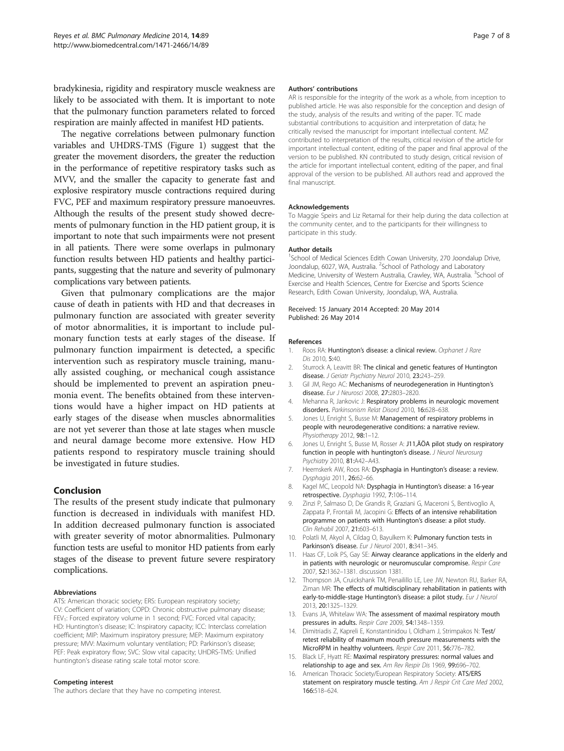bradykinesia, rigidity and respiratory muscle weakness are likely to be associated with them. It is important to note that the pulmonary function parameters related to forced respiration are mainly affected in manifest HD patients.

The negative correlations between pulmonary function variables and UHDRS-TMS (Figure 1) suggest that the greater the movement disorders, the greater the reduction in the performance of repetitive respiratory tasks such as MVV, and the smaller the capacity to generate fast and explosive respiratory muscle contractions required during FVC, PEF and maximum respiratory pressure manoeuvres. Although the results of the present study showed decrements of pulmonary function in the HD patient group, it is important to note that such impairments were not present in all patients. There were some overlaps in pulmonary function results between HD patients and healthy participants, suggesting that the nature and severity of pulmonary complications vary between patients.

Given that pulmonary complications are the major cause of death in patients with HD and that decreases in pulmonary function are associated with greater severity of motor abnormalities, it is important to include pulmonary function tests at early stages of the disease. If pulmonary function impairment is detected, a specific intervention such as respiratory muscle training, manually assisted coughing, or mechanical cough assistance should be implemented to prevent an aspiration pneumonia event. The benefits obtained from these interventions would have a higher impact on HD patients at early stages of the disease when muscles abnormalities are not yet severer than those at late stages when muscle and neural damage become more extensive. How HD patients respond to respiratory muscle training should be investigated in future studies.

## Conclusion

The results of the present study indicate that pulmonary function is decreased in individuals with manifest HD. In addition decreased pulmonary function is associated with greater severity of motor abnormalities. Pulmonary function tests are useful to monitor HD patients from early stages of the disease to prevent future severe respiratory complications.

#### Abbreviations

ATS: American thoracic society; ERS: European respiratory society; CV: Coefficient of variation; COPD: Chronic obstructive pulmonary disease; $FEV_1$: Forced expiratory volume in 1 second; FVC: Forced vital capacity; HD: Huntington's disease; IC: Inspiratory capacity; ICC: Interclass correlation coefficient; MIP: Maximum inspiratory pressure; MEP: Maximum expiratory pressure; MVV: Maximum voluntary ventilation; PD: Parkinson's disease; PEF: Peak expiratory flow; SVC: Slow vital capacity; UHDRS-TMS: Unified huntington's disease rating scale total motor score.

#### Competing interest

The authors declare that they have no competing interest.

#### Authors' contributions

AR is responsible for the integrity of the work as a whole, from inception to published article. He was also responsible for the conception and design of the study, analysis of the results and writing of the paper. TC made substantial contributions to acquisition and interpretation of data; he critically revised the manuscript for important intellectual content. MZ contributed to interpretation of the results, critical revision of the article for important intellectual content, editing of the paper and final approval of the version to be published. KN contributed to study design, critical revision of the article for important intellectual content, editing of the paper, and final approval of the version to be published. All authors read and approved the final manuscript.

#### Acknowledgements

To Maggie Speirs and Liz Retamal for their help during the data collection at the community center, and to the participants for their willingness to participate in this study.

#### Author details

[1]School of Medical Sciences Edith Cowan University, 270 Joondalup Drive, Joondalup, 6027, WA, Australia. [2]School of Pathology and Laboratory Medicine, University of Western Australia, Crawley, WA, Australia. [3]School of Exercise and Health Sciences, Centre for Exercise and Sports Science Research, Edith Cowan University, Joondalup, WA, Australia.

Received: 15 January 2014 Accepted: 20 May 2014
Published: 26 May 2014

#### References

1. Roos RA: **Huntington's disease: a clinical review.** *Orphanet J Rare Dis* 2010, **5:**40.
2. Sturrock A, Leavitt BR: **The clinical and genetic features of Huntington disease.** *J Geriatr Psychiatry Neurol* 2010, **23:**243–259.
3. Gil JM, Rego AC: **Mechanisms of neurodegeneration in Huntington's disease.** *Eur J Neurosci* 2008, **27:**2803–2820.
4. Mehanna R, Jankovic J: **Respiratory problems in neurologic movement disorders.** *Parkinsonism Relat Disord* 2010, **16:**628–638.
5. Jones U, Enright S, Busse M: **Management of respiratory problems in people with neurodegenerative conditions: a narrative review.** *Physiotherapy* 2012, **98:**1–12.
6. Jones U, Enright S, Busse M, Rosser A: **J11,ÄÖA pilot study on respiratory function in people with huntington's disease.** *J Neurol Neurosurg Psychiatry* 2010, **81:**A42–A43.
7. Heemskerk AW, Roos RA: **Dysphagia in Huntington's disease: a review.** *Dysphagia* 2011, **26:**62–66.
8. Kagel MC, Leopold NA: **Dysphagia in Huntington's disease: a 16-year retrospective.** *Dysphagia* 1992, **7:**106–114.
9. Zinzi P, Salmaso D, De Grandis R, Graziani G, Maceroni S, Bentivoglio A, Zappata P, Frontali M, Jacopini G: **Effects of an intensive rehabilitation programme on patients with Huntington's disease: a pilot study.** *Clin Rehabil* 2007, **21:**603–613.
10. Polatli M, Akyol A, Cildag O, Bayulkem K: **Pulmonary function tests in Parkinson's disease.** *Eur J Neurol* 2001, **8:**341–345.
11. Haas CF, Loik PS, Gay SE: **Airway clearance applications in the elderly and in patients with neurologic or neuromuscular compromise.** *Respir Care* 2007, **52:**1362–1381. discussion 1381.
12. Thompson JA, Cruickshank TM, Penailillo LE, Lee JW, Newton RU, Barker RA, Ziman MR: **The effects of multidisciplinary rehabilitation in patients with early-to-middle-stage Huntington's disease: a pilot study.** *Eur J Neurol* 2013, **20:**1325–1329.
13. Evans JA, Whitelaw WA: **The assessment of maximal respiratory mouth pressures in adults.** *Respir Care* 2009, **54:**1348–1359.
14. Dimitriadis Z, Kapreli E, Konstantinidou I, Oldham J, Strimpakos N: **Test/retest reliability of maximum mouth pressure measurements with the MicroRPM in healthy volunteers.** *Respir Care* 2011, **56:**776–782.
15. Black LF, Hyatt RE: **Maximal respiratory pressures: normal values and relationship to age and sex.** *Am Rev Respir Dis* 1969, **99:**696–702.
16. American Thoracic Society/European Respiratory Society: **ATS/ERS statement on respiratory muscle testing.** *Am J Respir Crit Care Med* 2002, **166:**518–624.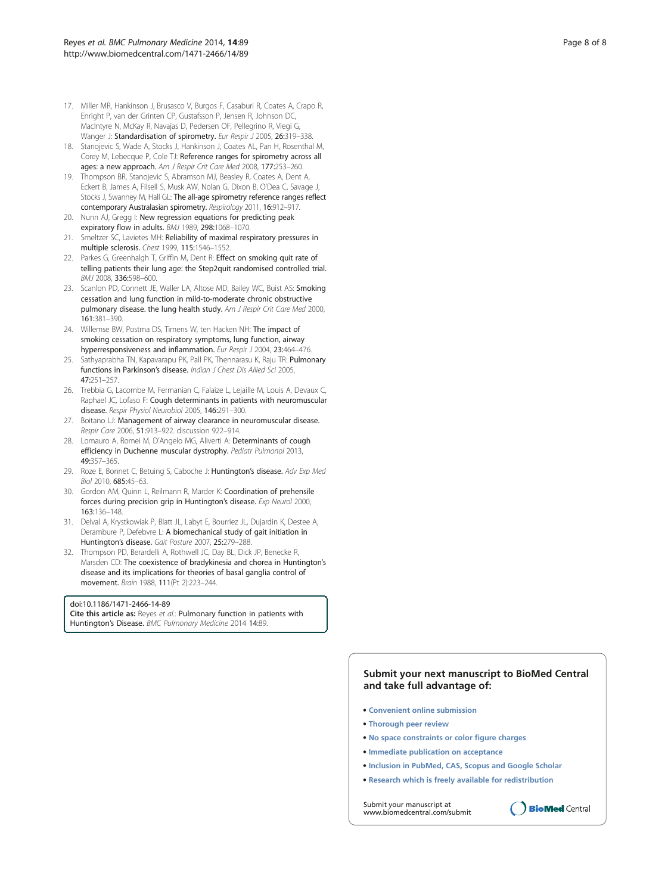17. Miller MR, Hankinson J, Brusasco V, Burgos F, Casaburi R, Coates A, Crapo R, Enright P, van der Grinten CP, Gustafsson P, Jensen R, Johnson DC, MacIntyre N, McKay R, Navajas D, Pedersen OF, Pellegrino R, Viegi G, Wanger J: **Standardisation of spirometry.** *Eur Respir J* 2005, **26:**319–338.
18. Stanojevic S, Wade A, Stocks J, Hankinson J, Coates AL, Pan H, Rosenthal M, Corey M, Lebecque P, Cole TJ: **Reference ranges for spirometry across all ages: a new approach.** *Am J Respir Crit Care Med* 2008, **177:**253–260.
19. Thompson BR, Stanojevic S, Abramson MJ, Beasley R, Coates A, Dent A, Eckert B, James A, Filsell S, Musk AW, Nolan G, Dixon B, O'Dea C, Savage J, Stocks J, Swanney M, Hall GL: **The all-age spirometry reference ranges reflect contemporary Australasian spirometry.** *Respirology* 2011, **16:**912–917.
20. Nunn AJ, Gregg I: **New regression equations for predicting peak expiratory flow in adults.** *BMJ* 1989, **298:**1068–1070.
21. Smeltzer SC, Lavietes MH: **Reliability of maximal respiratory pressures in multiple sclerosis.** *Chest* 1999, **115:**1546–1552.
22. Parkes G, Greenhalgh T, Griffin M, Dent R: **Effect on smoking quit rate of telling patients their lung age: the Step2quit randomised controlled trial.** *BMJ* 2008, **336:**598–600.
23. Scanlon PD, Connett JE, Waller LA, Altose MD, Bailey WC, Buist AS: **Smoking cessation and lung function in mild-to-moderate chronic obstructive pulmonary disease. the lung health study.** *Am J Respir Crit Care Med* 2000, **161:**381–390.
24. Willemse BW, Postma DS, Timens W, ten Hacken NH: **The impact of smoking cessation on respiratory symptoms, lung function, airway hyperresponsiveness and inflammation.** *Eur Respir J* 2004, **23:**464–476.
25. Sathyaprabha TN, Kapavarapu PK, Pall PK, Thennarasu K, Raju TR: **Pulmonary functions in Parkinson's disease.** *Indian J Chest Dis Allied Sci* 2005, **47:**251–257.
26. Trebbia G, Lacombe M, Fermanian C, Falaize L, Lejaille M, Louis A, Devaux C, Raphael JC, Lofaso F: **Cough determinants in patients with neuromuscular disease.** *Respir Physiol Neurobiol* 2005, **146:**291–300.
27. Boitano LJ: **Management of airway clearance in neuromuscular disease.** *Respir Care* 2006, **51:**913–922. discussion 922–914.
28. Lomauro A, Romei M, D'Angelo MG, Aliverti A: **Determinants of cough efficiency in Duchenne muscular dystrophy.** *Pediatr Pulmonol* 2013, **49:**357–365.
29. Roze E, Bonnet C, Betuing S, Caboche J: **Huntington's disease.** *Adv Exp Med Biol* 2010, **685:**45–63.
30. Gordon AM, Quinn L, Reilmann R, Marder K: **Coordination of prehensile forces during precision grip in Huntington's disease.** *Exp Neurol* 2000, **163:**136–148.
31. Delval A, Krystkowiak P, Blatt JL, Labyt E, Bourriez JL, Dujardin K, Destee A, Derambure P, Defebvre L: **A biomechanical study of gait initiation in Huntington's disease.** *Gait Posture* 2007, **25:**279–288.
32. Thompson PD, Berardelli A, Rothwell JC, Day BL, Dick JP, Benecke R, Marsden CD: **The coexistence of bradykinesia and chorea in Huntington's disease and its implications for theories of basal ganglia control of movement.** *Brain* 1988, **111**(Pt 2):223–244.

doi:10.1186/1471-2466-14-89
**Cite this article as:** Reyes *et al.*: Pulmonary function in patients with Huntington's Disease. *BMC Pulmonary Medicine* 2014 **14**:89.

**Submit your next manuscript to BioMed Central and take full advantage of:**

- **Convenient online submission**
- **Thorough peer review**
- **No space constraints or color figure charges**
- **Immediate publication on acceptance**
- **Inclusion in PubMed, CAS, Scopus and Google Scholar**
- **Research which is freely available for redistribution**

Submit your manuscript at
www.biomedcentral.com/submit

BioMed Central